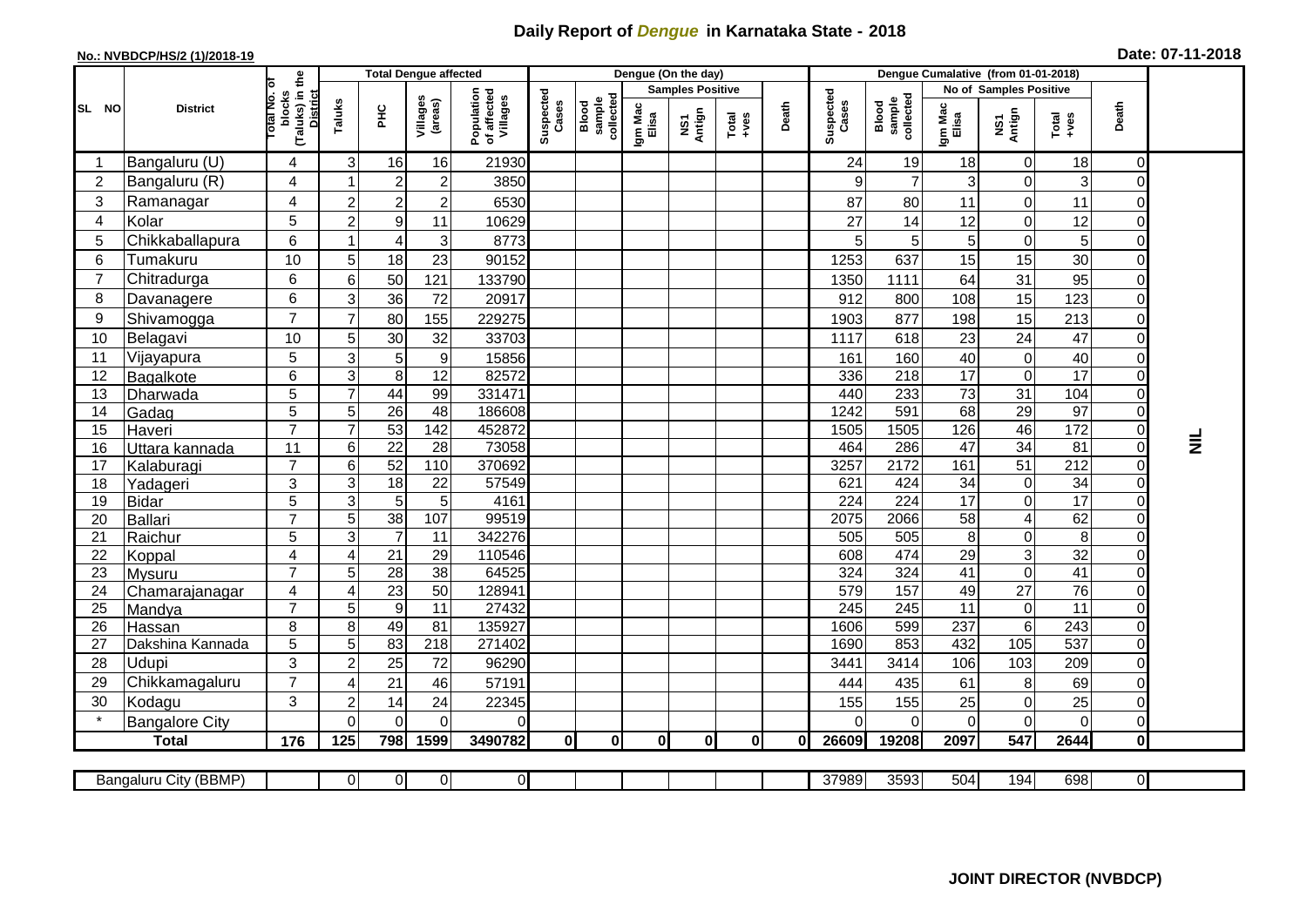# Daily Report of *Dengue* in Karnataka State - 2018

**No.: NVBDCP/HS/2 (1)/2018-19**

**Date: 07-11-2018**

| SL NO | District | Total No. of blocks (Taluks) in the District | Total Dengue affected | | | | Dengue (On the day) | | | | | | | Dengue Cumalative (from 01-01-2018) | | | | | | | |
|---|---|---|---|---|---|---|---|---|---|---|---|---|---|---|---|---|---|---|---|---|
| | | | Taluks | PHC | Villages (areas) | Population of affected Villages | Suspected Cases | Blood sample collected | Samples Positive | | | Death | Suspected Cases | Blood sample collected | No of Samples Positive | | | Death | |
| | | | | | | | | | Igm Mac Elisa | NS1 Antign | Total +ves | | | | Igm Mac Elisa | NS1 Antign | Total +ves | | |
| 1 | Bangaluru (U) | 4 | 3 | 16 | 16 | 21930 | | | | | | | 24 | 19 | 18 | 0 | 18 | 0 | NIL |
| 2 | Bangaluru (R) | 4 | 1 | 2 | 2 | 3850 | | | | | | | 9 | 7 | 3 | 0 | 3 | 0 | |
| 3 | Ramanagar | 4 | 2 | 2 | 2 | 6530 | | | | | | | 87 | 80 | 11 | 0 | 11 | 0 | |
| 4 | Kolar | 5 | 2 | 9 | 11 | 10629 | | | | | | | 27 | 14 | 12 | 0 | 12 | 0 | |
| 5 | Chikkaballapura | 6 | 1 | 4 | 3 | 8773 | | | | | | | 5 | 5 | 5 | 0 | 5 | 0 | |
| 6 | Tumakuru | 10 | 5 | 18 | 23 | 90152 | | | | | | | 1253 | 637 | 15 | 15 | 30 | 0 | |
| 7 | Chitradurga | 6 | 6 | 50 | 121 | 133790 | | | | | | | 1350 | 1111 | 64 | 31 | 95 | 0 | |
| 8 | Davanagere | 6 | 3 | 36 | 72 | 20917 | | | | | | | 912 | 800 | 108 | 15 | 123 | 0 | |
| 9 | Shivamogga | 7 | 7 | 80 | 155 | 229275 | | | | | | | 1903 | 877 | 198 | 15 | 213 | 0 | |
| 10 | Belagavi | 10 | 5 | 30 | 32 | 33703 | | | | | | | 1117 | 618 | 23 | 24 | 47 | 0 | |
| 11 | Vijayapura | 5 | 3 | 5 | 9 | 15856 | | | | | | | 161 | 160 | 40 | 0 | 40 | 0 | |
| 12 | Bagalkote | 6 | 3 | 8 | 12 | 82572 | | | | | | | 336 | 218 | 17 | 0 | 17 | 0 | |
| 13 | Dharwada | 5 | 7 | 44 | 99 | 331471 | | | | | | | 440 | 233 | 73 | 31 | 104 | 0 | |
| 14 | Gadag | 5 | 5 | 26 | 48 | 186608 | | | | | | | 1242 | 591 | 68 | 29 | 97 | 0 | |
| 15 | Haveri | 7 | 7 | 53 | 142 | 452872 | | | | | | | 1505 | 1505 | 126 | 46 | 172 | 0 | |
| 16 | Uttara kannada | 11 | 6 | 22 | 28 | 73058 | | | | | | | 464 | 286 | 47 | 34 | 81 | 0 | |
| 17 | Kalaburagi | 7 | 6 | 52 | 110 | 370692 | | | | | | | 3257 | 2172 | 161 | 51 | 212 | 0 | |
| 18 | Yadageri | 3 | 3 | 18 | 22 | 57549 | | | | | | | 621 | 424 | 34 | 0 | 34 | 0 | |
| 19 | Bidar | 5 | 3 | 5 | 5 | 4161 | | | | | | | 224 | 224 | 17 | 0 | 17 | 0 | |
| 20 | Ballari | 7 | 5 | 38 | 107 | 99519 | | | | | | | 2075 | 2066 | 58 | 4 | 62 | 0 | |
| 21 | Raichur | 5 | 3 | 7 | 11 | 342276 | | | | | | | 505 | 505 | 8 | 0 | 8 | 0 | |
| 22 | Koppal | 4 | 4 | 21 | 29 | 110546 | | | | | | | 608 | 474 | 29 | 3 | 32 | 0 | |
| 23 | Mysuru | 7 | 5 | 28 | 38 | 64525 | | | | | | | 324 | 324 | 41 | 0 | 41 | 0 | |
| 24 | Chamarajanagar | 4 | 4 | 23 | 50 | 128941 | | | | | | | 579 | 157 | 49 | 27 | 76 | 0 | |
| 25 | Mandya | 7 | 5 | 9 | 11 | 27432 | | | | | | | 245 | 245 | 11 | 0 | 11 | 0 | |
| 26 | Hassan | 8 | 8 | 49 | 81 | 135927 | | | | | | | 1606 | 599 | 237 | 6 | 243 | 0 | |
| 27 | Dakshina Kannada | 5 | 5 | 83 | 218 | 271402 | | | | | | | 1690 | 853 | 432 | 105 | 537 | 0 | |
| 28 | Udupi | 3 | 2 | 25 | 72 | 96290 | | | | | | | 3441 | 3414 | 106 | 103 | 209 | 0 | |
| 29 | Chikkamagaluru | 7 | 4 | 21 | 46 | 57191 | | | | | | | 444 | 435 | 61 | 8 | 69 | 0 | |
| 30 | Kodagu | 3 | 2 | 14 | 24 | 22345 | | | | | | | 155 | 155 | 25 | 0 | 25 | 0 | |
| * | Bangalore City | | 0 | 0 | 0 | 0 | | | | | | | 0 | 0 | 0 | 0 | 0 | 0 | |
| | **Total** | **176** | **125** | **798** | **1599** | **3490782** | **0** | **0** | **0** | **0** | **0** | **0** | **26609** | **19208** | **2097** | **547** | **2644** | **0** | |

| Bangaluru City (BBMP) | | 0 | 0 | 0 | 0 | | | | | | | 37989 | 3593 | 504 | 194 | 698 | 0 | |
|---|---|---|---|---|---|---|---|---|---|---|---|---|---|---|---|---|---|---|

**JOINT DIRECTOR (NVBDCP)**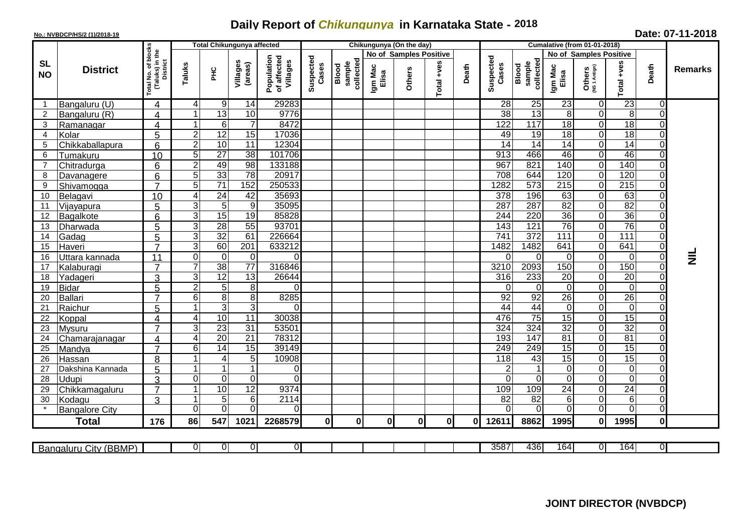# Daily Report of *Chikungunya* in Karnataka State - 2018

**No.: NVBDCP/HS/2 (1)/2018-19**

**Date: 07-11-2018**

| SL NO | District | Total No. of blocks (Taluks) in the District | Total Chikungunya affected | | | | Chikungunya (On the day) | | | | | | | Cumalative (from 01-01-2018) | | | | | | | Remarks |
|---|---|---|---|---|---|---|---|---|---|---|---|---|---|---|---|---|---|---|---|---|---|
| | | | Taluks | PHC | Villages (areas) | Population of affected Villages | Suspected Cases | Blood sample collected | No of Samples Positive | | | Death | Suspected Cases | Blood sample collected | No of Samples Positive | | | Death | |
| | | | | | | | | | Igm Mac Elisa | Others | Total +ves | | | | Igm Mac Elisa | Others (NS 1 Antign) | Total +ves | | |
| 1 | Bangaluru (U) | 4 | 4 | 9 | 14 | 29283 | | | | | | | 28 | 25 | 23 | 0 | 23 | 0 | NIL |
| 2 | Bangaluru (R) | 4 | 1 | 13 | 10 | 9776 | | | | | | | 38 | 13 | 8 | 0 | 8 | 0 | |
| 3 | Ramanagar | 4 | 1 | 6 | 7 | 8472 | | | | | | | 122 | 117 | 18 | 0 | 18 | 0 | |
| 4 | Kolar | 5 | 2 | 12 | 15 | 17036 | | | | | | | 49 | 19 | 18 | 0 | 18 | 0 | |
| 5 | Chikkaballapura | 6 | 2 | 10 | 11 | 12304 | | | | | | | 14 | 14 | 14 | 0 | 14 | 0 | |
| 6 | Tumakuru | 10 | 5 | 27 | 38 | 101706 | | | | | | | 913 | 466 | 46 | 0 | 46 | 0 | |
| 7 | Chitradurga | 6 | 2 | 49 | 98 | 133188 | | | | | | | 967 | 821 | 140 | 0 | 140 | 0 | |
| 8 | Davanagere | 6 | 5 | 33 | 78 | 20917 | | | | | | | 708 | 644 | 120 | 0 | 120 | 0 | |
| 9 | Shivamogga | 7 | 5 | 71 | 152 | 250533 | | | | | | | 1282 | 573 | 215 | 0 | 215 | 0 | |
| 10 | Belagavi | 10 | 4 | 24 | 42 | 35693 | | | | | | | 378 | 196 | 63 | 0 | 63 | 0 | |
| 11 | Vijayapura | 5 | 3 | 5 | 9 | 35095 | | | | | | | 287 | 287 | 82 | 0 | 82 | 0 | |
| 12 | Bagalkote | 6 | 3 | 15 | 19 | 85828 | | | | | | | 244 | 220 | 36 | 0 | 36 | 0 | |
| 13 | Dharwada | 5 | 3 | 28 | 55 | 93701 | | | | | | | 143 | 121 | 76 | 0 | 76 | 0 | |
| 14 | Gadag | 5 | 3 | 32 | 61 | 226664 | | | | | | | 741 | 372 | 111 | 0 | 111 | 0 | |
| 15 | Haveri | 7 | 3 | 60 | 201 | 633212 | | | | | | | 1482 | 1482 | 641 | 0 | 641 | 0 | |
| 16 | Uttara kannada | 11 | 0 | 0 | 0 | 0 | | | | | | | 0 | 0 | 0 | 0 | 0 | 0 | |
| 17 | Kalaburagi | 7 | 7 | 38 | 77 | 316846 | | | | | | | 3210 | 2093 | 150 | 0 | 150 | 0 | |
| 18 | Yadageri | 3 | 3 | 12 | 13 | 26644 | | | | | | | 316 | 233 | 20 | 0 | 20 | 0 | |
| 19 | Bidar | 5 | 2 | 5 | 8 | 0 | | | | | | | 0 | 0 | 0 | 0 | 0 | 0 | |
| 20 | Ballari | 7 | 6 | 8 | 8 | 8285 | | | | | | | 92 | 92 | 26 | 0 | 26 | 0 | |
| 21 | Raichur | 5 | 1 | 3 | 3 | 0 | | | | | | | 44 | 44 | 0 | 0 | 0 | 0 | |
| 22 | Koppal | 4 | 4 | 10 | 11 | 30038 | | | | | | | 476 | 75 | 15 | 0 | 15 | 0 | |
| 23 | Mysuru | 7 | 3 | 23 | 31 | 53501 | | | | | | | 324 | 324 | 32 | 0 | 32 | 0 | |
| 24 | Chamarajanagar | 4 | 4 | 20 | 21 | 78312 | | | | | | | 193 | 147 | 81 | 0 | 81 | 0 | |
| 25 | Mandya | 7 | 6 | 14 | 15 | 39149 | | | | | | | 249 | 249 | 15 | 0 | 15 | 0 | |
| 26 | Hassan | 8 | 1 | 4 | 5 | 10908 | | | | | | | 118 | 43 | 15 | 0 | 15 | 0 | |
| 27 | Dakshina Kannada | 5 | 1 | 1 | 1 | 0 | | | | | | | 2 | 1 | 0 | 0 | 0 | 0 | |
| 28 | Udupi | 3 | 0 | 0 | 0 | 0 | | | | | | | 0 | 0 | 0 | 0 | 0 | 0 | |
| 29 | Chikkamagaluru | 7 | 1 | 10 | 12 | 9374 | | | | | | | 109 | 109 | 24 | 0 | 24 | 0 | |
| 30 | Kodagu | 3 | 1 | 5 | 6 | 2114 | | | | | | | 82 | 82 | 6 | 0 | 6 | 0 | |
| * | Bangalore City | | 0 | 0 | 0 | 0 | | | | | | | 0 | 0 | 0 | 0 | 0 | 0 | |
| | **Total** | **176** | **86** | **547** | **1021** | **2268579** | **0** | **0** | **0** | **0** | **0** | **0** | **12611** | **8862** | **1995** | **0** | **1995** | **0** | |

| | | | | | | | | | | | | | | | | | | | |
|---|---|---|---|---|---|---|---|---|---|---|---|---|---|---|---|---|---|---|---|
| Bangaluru City (BBMP) | | 0 | 0 | 0 | 0 | | | | | | | 3587 | 436 | 164 | 0 | 164 | 0 | |

**JOINT DIRECTOR (NVBDCP)**